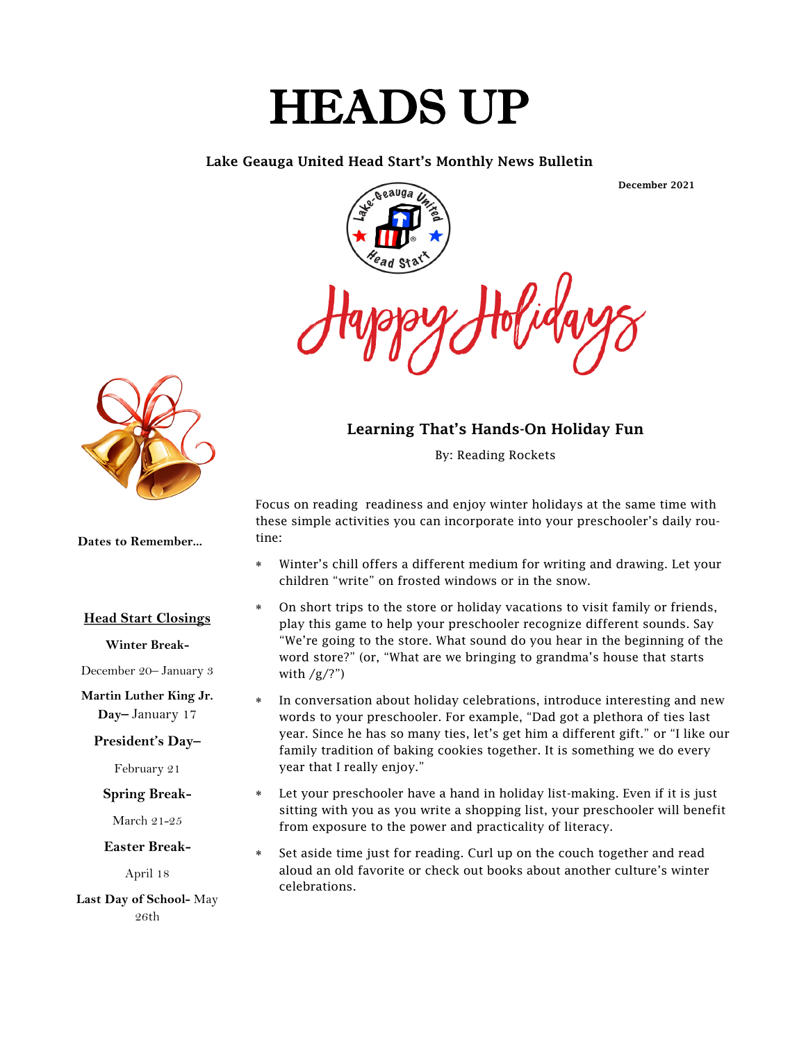# HEADS UP

**Lake Geauga United Head Start's Monthly News Bulletin**

**December 2021**

Happy Holidays

## Learning That's Hands-On Holiday Fun

By: Reading Rockets

Focus on reading readiness and enjoy winter holidays at the same time with these simple activities you can incorporate into your preschooler's daily routine:

* Winter's chill offers a different medium for writing and drawing. Let your children "write" on frosted windows or in the snow.
* On short trips to the store or holiday vacations to visit family or friends, play this game to help your preschooler recognize different sounds. Say "We're going to the store. What sound do you hear in the beginning of the word store?" (or, "What are we bringing to grandma's house that starts with /g/?")
* In conversation about holiday celebrations, introduce interesting and new words to your preschooler. For example, "Dad got a plethora of ties last year. Since he has so many ties, let's get him a different gift." or "I like our family tradition of baking cookies together. It is something we do every year that I really enjoy."
* Let your preschooler have a hand in holiday list-making. Even if it is just sitting with you as you write a shopping list, your preschooler will benefit from exposure to the power and practicality of literacy.
* Set aside time just for reading. Curl up on the couch together and read aloud an old favorite or check out books about another culture's winter celebrations.

**Dates to Remember...**

**Head Start Closings**

**Winter Break-**

December 20– January 3

**Martin Luther King Jr. Day–** January 17

**President's Day–**

February 21

**Spring Break-**

March 21-25

**Easter Break-**

April 18

**Last Day of School-** May 26th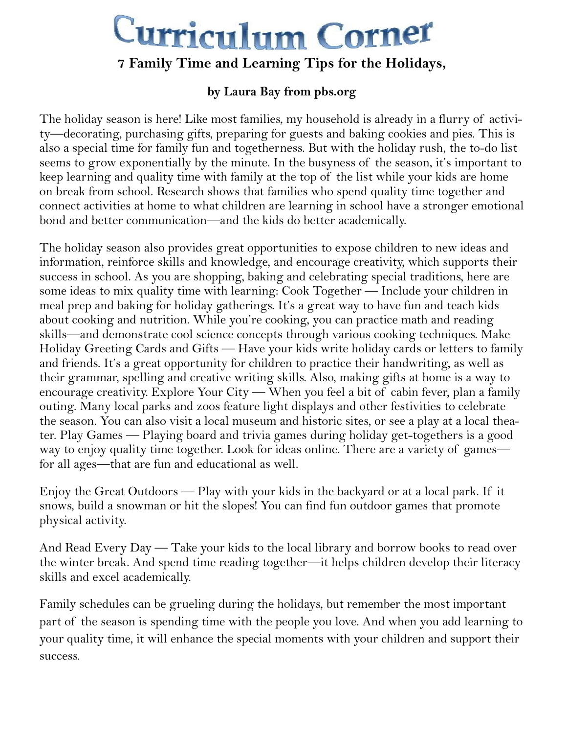# Curriculum Corner

## 7 Family Time and Learning Tips for the Holidays,

**by Laura Bay from pbs.org**

The holiday season is here! Like most families, my household is already in a flurry of activity—decorating, purchasing gifts, preparing for guests and baking cookies and pies. This is also a special time for family fun and togetherness. But with the holiday rush, the to-do list seems to grow exponentially by the minute. In the busyness of the season, it's important to keep learning and quality time with family at the top of the list while your kids are home on break from school. Research shows that families who spend quality time together and connect activities at home to what children are learning in school have a stronger emotional bond and better communication—and the kids do better academically.

The holiday season also provides great opportunities to expose children to new ideas and information, reinforce skills and knowledge, and encourage creativity, which supports their success in school. As you are shopping, baking and celebrating special traditions, here are some ideas to mix quality time with learning: Cook Together — Include your children in meal prep and baking for holiday gatherings. It's a great way to have fun and teach kids about cooking and nutrition. While you're cooking, you can practice math and reading skills—and demonstrate cool science concepts through various cooking techniques. Make Holiday Greeting Cards and Gifts — Have your kids write holiday cards or letters to family and friends. It's a great opportunity for children to practice their handwriting, as well as their grammar, spelling and creative writing skills. Also, making gifts at home is a way to encourage creativity. Explore Your City — When you feel a bit of cabin fever, plan a family outing. Many local parks and zoos feature light displays and other festivities to celebrate the season. You can also visit a local museum and historic sites, or see a play at a local theater. Play Games — Playing board and trivia games during holiday get-togethers is a good way to enjoy quality time together. Look for ideas online. There are a variety of games—for all ages—that are fun and educational as well.

Enjoy the Great Outdoors — Play with your kids in the backyard or at a local park. If it snows, build a snowman or hit the slopes! You can find fun outdoor games that promote physical activity.

And Read Every Day — Take your kids to the local library and borrow books to read over the winter break. And spend time reading together—it helps children develop their literacy skills and excel academically.

Family schedules can be grueling during the holidays, but remember the most important part of the season is spending time with the people you love. And when you add learning to your quality time, it will enhance the special moments with your children and support their success.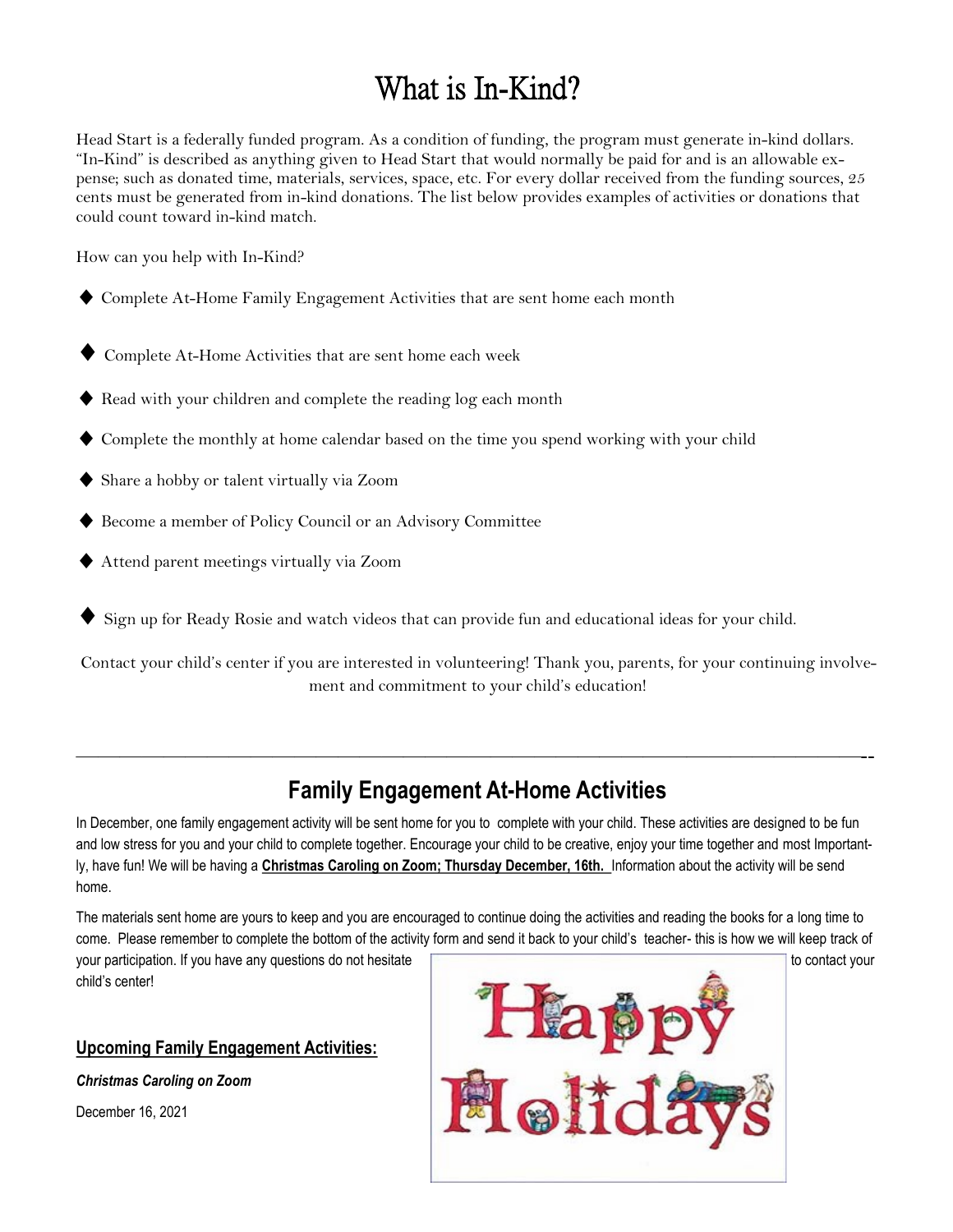# What is In-Kind?

Head Start is a federally funded program. As a condition of funding, the program must generate in-kind dollars. "In-Kind" is described as anything given to Head Start that would normally be paid for and is an allowable expense; such as donated time, materials, services, space, etc. For every dollar received from the funding sources, 25 cents must be generated from in-kind donations. The list below provides examples of activities or donations that could count toward in-kind match.

How can you help with In-Kind?

- Complete At-Home Family Engagement Activities that are sent home each month
- Complete At-Home Activities that are sent home each week
- Read with your children and complete the reading log each month
- Complete the monthly at home calendar based on the time you spend working with your child
- Share a hobby or talent virtually via Zoom
- Become a member of Policy Council or an Advisory Committee
- Attend parent meetings virtually via Zoom
- Sign up for Ready Rosie and watch videos that can provide fun and educational ideas for your child.

Contact your child's center if you are interested in volunteering! Thank you, parents, for your continuing involvement and commitment to your child's education!

---

## Family Engagement At-Home Activities

In December, one family engagement activity will be sent home for you to complete with your child. These activities are designed to be fun and low stress for you and your child to complete together. Encourage your child to be creative, enjoy your time together and most Importantly, have fun! We will be having a **Christmas Caroling on Zoom; Thursday December, 16th.** Information about the activity will be send home.

The materials sent home are yours to keep and you are encouraged to continue doing the activities and reading the books for a long time to come. Please remember to complete the bottom of the activity form and send it back to your child's teacher- this is how we will keep track of your participation. If you have any questions do not hesitate to contact your child's center!

**Upcoming Family Engagement Activities:**

***Christmas Caroling on Zoom***

December 16, 2021

Happy Holidays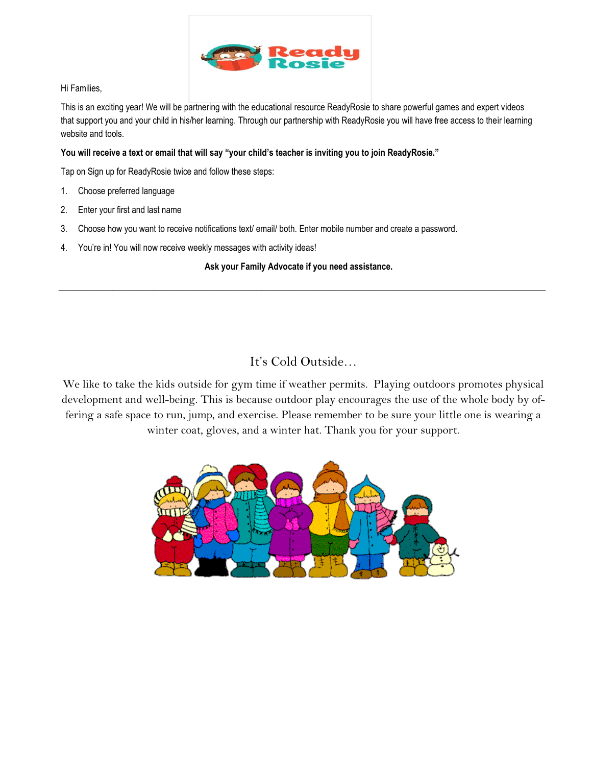Hi Families,

This is an exciting year! We will be partnering with the educational resource ReadyRosie to share powerful games and expert videos that support you and your child in his/her learning. Through our partnership with ReadyRosie you will have free access to their learning website and tools.

**You will receive a text or email that will say "your child's teacher is inviting you to join ReadyRosie."**

Tap on Sign up for ReadyRosie twice and follow these steps:

1. Choose preferred language
2. Enter your first and last name
3. Choose how you want to receive notifications text/ email/ both. Enter mobile number and create a password.
4. You're in! You will now receive weekly messages with activity ideas!

**Ask your Family Advocate if you need assistance.**

---

## It's Cold Outside…

We like to take the kids outside for gym time if weather permits. Playing outdoors promotes physical development and well-being. This is because outdoor play encourages the use of the whole body by offering a safe space to run, jump, and exercise. Please remember to be sure your little one is wearing a winter coat, gloves, and a winter hat. Thank you for your support.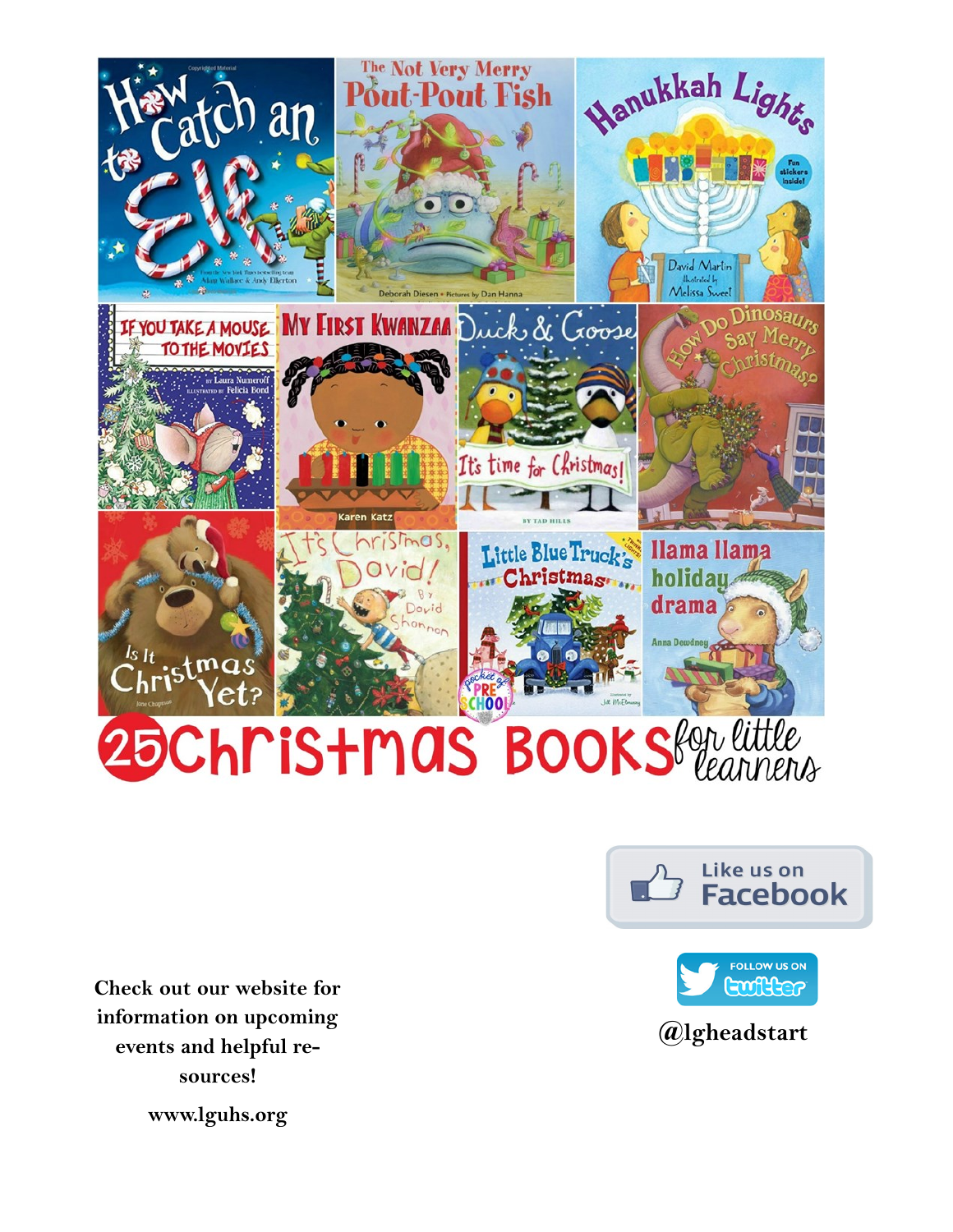# 25 Christmas Books for little learners

Check out our website for information on upcoming events and helpful resources!

www.lguhs.org

Like us on Facebook

Follow us on Twitter

@lgheadstart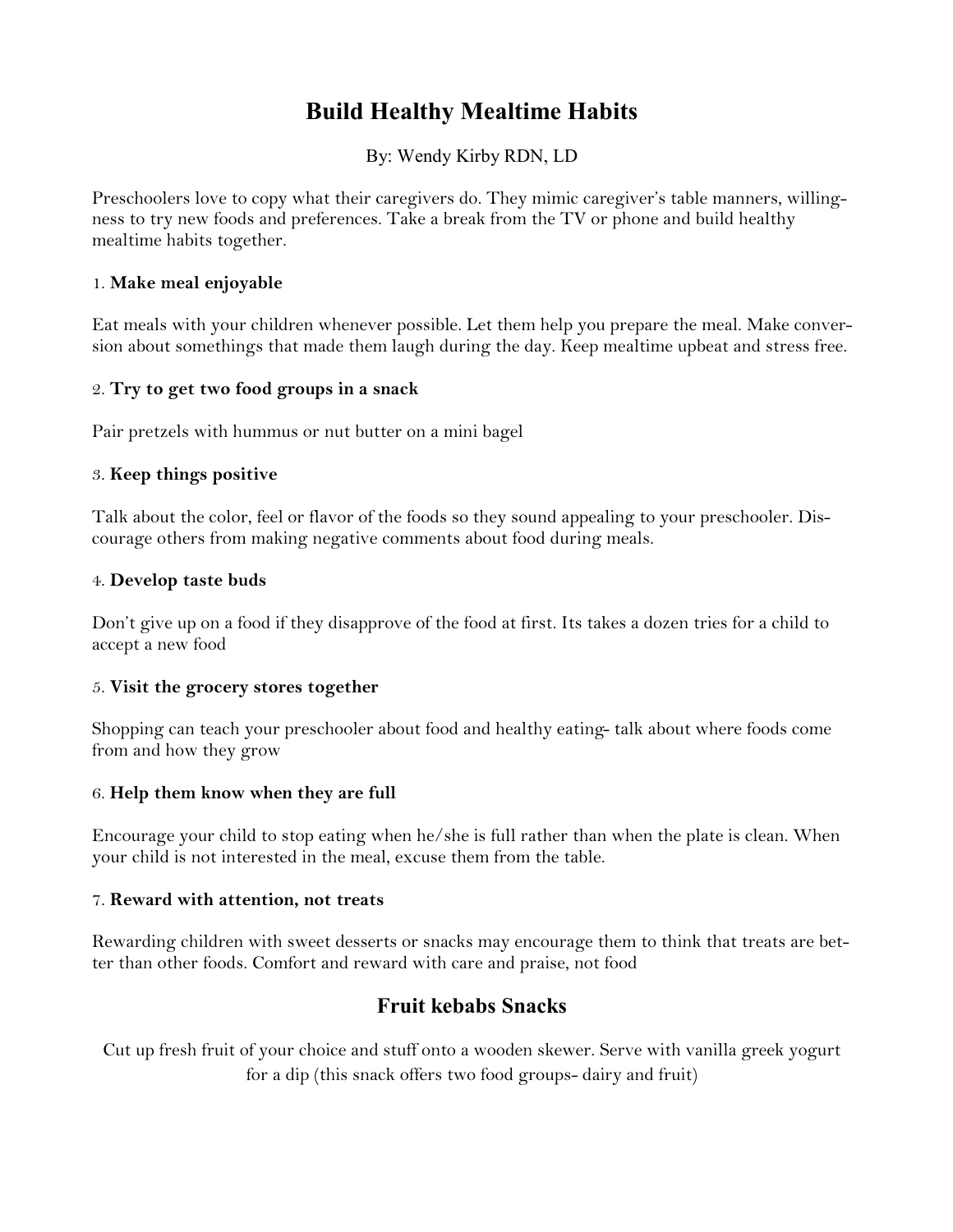# Build Healthy Mealtime Habits

By: Wendy Kirby RDN, LD

Preschoolers love to copy what their caregivers do. They mimic caregiver's table manners, willingness to try new foods and preferences. Take a break from the TV or phone and build healthy mealtime habits together.

1. **Make meal enjoyable**

Eat meals with your children whenever possible. Let them help you prepare the meal. Make conversion about somethings that made them laugh during the day. Keep mealtime upbeat and stress free.

2. **Try to get two food groups in a snack**

Pair pretzels with hummus or nut butter on a mini bagel

3. **Keep things positive**

Talk about the color, feel or flavor of the foods so they sound appealing to your preschooler. Discourage others from making negative comments about food during meals.

4. **Develop taste buds**

Don't give up on a food if they disapprove of the food at first. Its takes a dozen tries for a child to accept a new food

5. **Visit the grocery stores together**

Shopping can teach your preschooler about food and healthy eating- talk about where foods come from and how they grow

6. **Help them know when they are full**

Encourage your child to stop eating when he/she is full rather than when the plate is clean. When your child is not interested in the meal, excuse them from the table.

7. **Reward with attention, not treats**

Rewarding children with sweet desserts or snacks may encourage them to think that treats are better than other foods. Comfort and reward with care and praise, not food

## Fruit kebabs Snacks

Cut up fresh fruit of your choice and stuff onto a wooden skewer. Serve with vanilla greek yogurt for a dip (this snack offers two food groups- dairy and fruit)